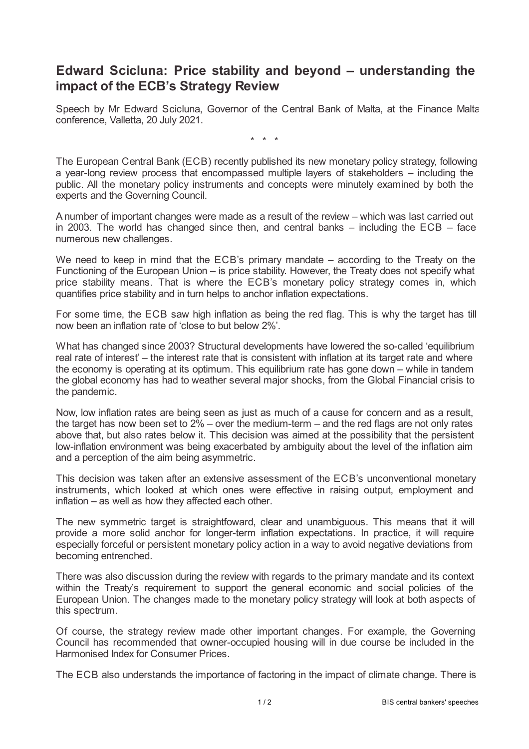# Edward Scicluna: Price stability and beyond – understanding the impact of the ECB's Strategy Review

Speech by Mr Edward Scicluna, Governor of the Central Bank of Malta, at the Finance Malta conference, Valletta, 20 July 2021.

\* \* \*

The European Central Bank (ECB) recently published its new monetary policy strategy, following a year-long review process that encompassed multiple layers of stakeholders – including the public. All the monetary policy instruments and concepts were minutely examined by both the experts and the Governing Council.

A number of important changes were made as a result of the review – which was last carried out in 2003. The world has changed since then, and central banks – including the ECB – face numerous new challenges.

We need to keep in mind that the ECB's primary mandate – according to the Treaty on the Functioning of the European Union – is price stability. However, the Treaty does not specify what price stability means. That is where the ECB's monetary policy strategy comes in, which quantifies price stability and in turn helps to anchor inflation expectations.

For some time, the ECB saw high inflation as being the red flag. This is why the target has till now been an inflation rate of 'close to but below 2%'.

What has changed since 2003? Structural developments have lowered the so-called 'equilibrium real rate of interest' – the interest rate that is consistent with inflation at its target rate and where the economy is operating at its optimum. This equilibrium rate has gone down – while in tandem the global economy has had to weather several major shocks, from the Global Financial crisis to the pandemic.

Now, low inflation rates are being seen as just as much of a cause for concern and as a result, the target has now been set to 2% – over the medium-term – and the red flags are not only rates above that, but also rates below it. This decision was aimed at the possibility that the persistent low-inflation environment was being exacerbated by ambiguity about the level of the inflation aim and a perception of the aim being asymmetric.

This decision was taken after an extensive assessment of the ECB's unconventional monetary instruments, which looked at which ones were effective in raising output, employment and inflation – as well as how they affected each other.

The new symmetric target is straightfoward, clear and unambiguous. This means that it will provide a more solid anchor for longer-term inflation expectations. In practice, it will require especially forceful or persistent monetary policy action in a way to avoid negative deviations from becoming entrenched.

There was also discussion during the review with regards to the primary mandate and its context within the Treaty's requirement to support the general economic and social policies of the European Union. The changes made to the monetary policy strategy will look at both aspects of this spectrum.

Of course, the strategy review made other important changes. For example, the Governing Council has recommended that owner-occupied housing will in due course be included in the Harmonised Index for Consumer Prices.

The ECB also understands the importance of factoring in the impact of climate change. There is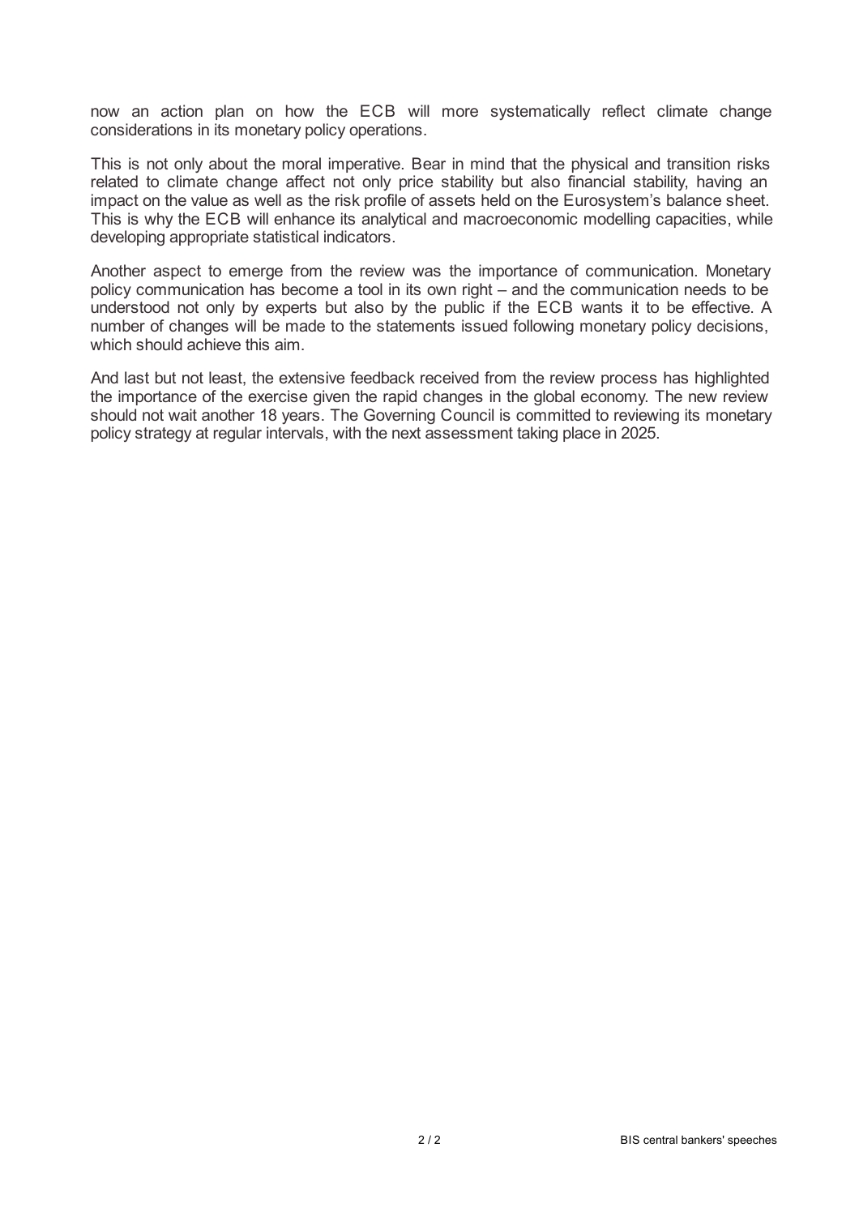now an action plan on how the ECB will more systematically reflect climate change considerations in its monetary policy operations.

This is not only about the moral imperative. Bear in mind that the physical and transition risks related to climate change affect not only price stability but also financial stability, having an impact on the value as well as the risk profile of assets held on the Eurosystem's balance sheet. This is why the ECB will enhance its analytical and macroeconomic modelling capacities, while developing appropriate statistical indicators.

Another aspect to emerge from the review was the importance of communication. Monetary policy communication has become a tool in its own right – and the communication needs to be understood not only by experts but also by the public if the ECB wants it to be effective. A number of changes will be made to the statements issued following monetary policy decisions, which should achieve this aim.

And last but not least, the extensive feedback received from the review process has highlighted the importance of the exercise given the rapid changes in the global economy. The new review should not wait another 18 years. The Governing Council is committed to reviewing its monetary policy strategy at regular intervals, with the next assessment taking place in 2025.